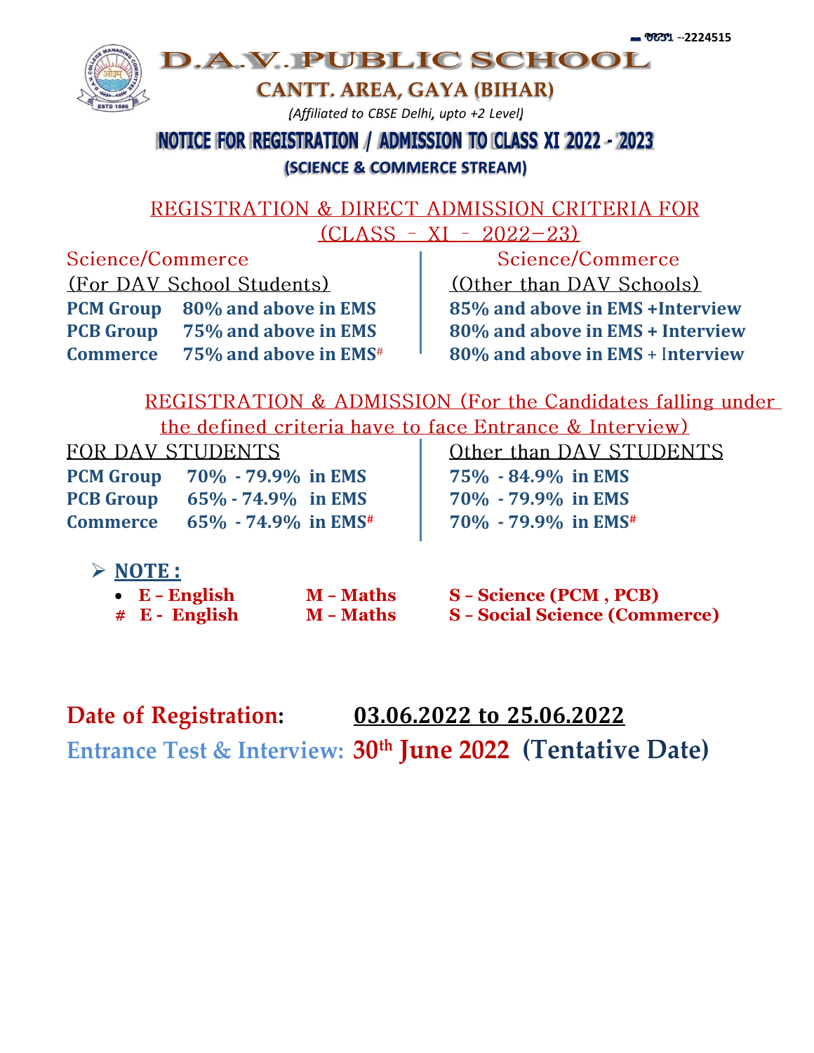0631 --2224515

# D.A.V. PUBLIC SCHOOL

## CANTT. AREA, GAYA (BIHAR)

*(Affiliated to CBSE Delhi, upto +2 Level)*

## NOTICE FOR REGISTRATION / ADMISSION TO CLASS XI 2022 - 2023

**(SCIENCE & COMMERCE STREAM)**

### REGISTRATION & DIRECT ADMISSION CRITERIA FOR (CLASS - XI - 2022–23)

| Science/Commerce (For DAV School Students) | | Science/Commerce (Other than DAV Schools) |
|---|---|---|
| **PCM Group** | **80% and above in EMS** | **85% and above in EMS +Interview** |
| **PCB Group** | **75% and above in EMS** | **80% and above in EMS + Interview** |
| **Commerce** | **75% and above in EMS#** | **80% and above in EMS + Interview** |

### REGISTRATION & ADMISSION (For the Candidates falling under the defined criteria have to face Entrance & Interview)

| FOR DAV STUDENTS | | Other than DAV STUDENTS |
|---|---|---|
| **PCM Group** | **70% - 79.9% in EMS** | **75% - 84.9% in EMS** |
| **PCB Group** | **65% - 74.9% in EMS** | **70% - 79.9% in EMS** |
| **Commerce** | **65% - 74.9% in EMS#** | **70% - 79.9% in EMS#** |

- **NOTE :**
  - **E – English M – Maths S – Science (PCM , PCB)**
  - **# E - English M – Maths S – Social Science (Commerce)**

**Date of Registration: 03.06.2022 to 25.06.2022**

**Entrance Test & Interview: 30th June 2022 (Tentative Date)**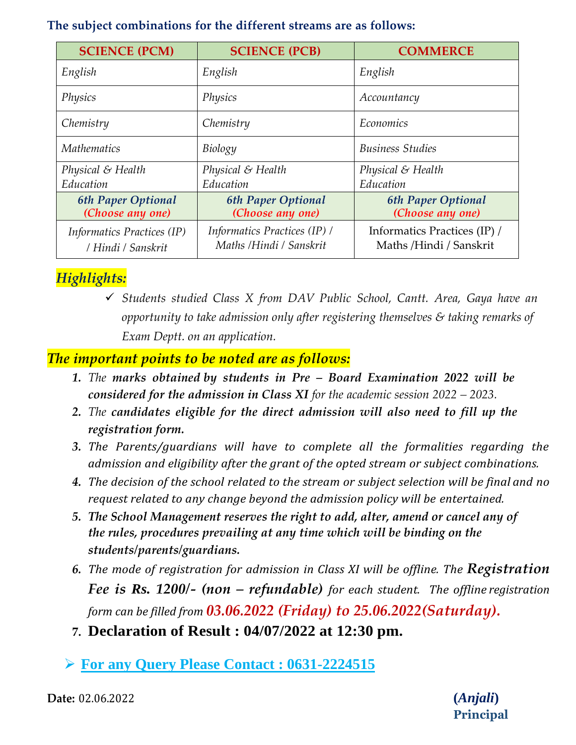**The subject combinations for the different streams are as follows:**

| SCIENCE (PCM) | SCIENCE (PCB) | COMMERCE |
|---|---|---|
| *English* | *English* | *English* |
| *Physics* | *Physics* | *Accountancy* |
| *Chemistry* | *Chemistry* | *Economics* |
| *Mathematics* | *Biology* | *Business Studies* |
| *Physical & Health Education* | *Physical & Health Education* | *Physical & Health Education* |
| ***6th Paper Optional*** *(Choose any one)* | ***6th Paper Optional*** *(Choose any one)* | ***6th Paper Optional*** *(Choose any one)* |
| *Informatics Practices (IP) / Hindi / Sanskrit* | *Informatics Practices (IP) / Maths /Hindi / Sanskrit* | Informatics Practices (IP) / Maths /Hindi / Sanskrit |

## *Highlights:*

- ✓ *Students studied Class X from DAV Public School, Cantt. Area, Gaya have an opportunity to take admission only after registering themselves & taking remarks of Exam Deptt. on an application.*

## *The important points to be noted are as follows:*

1. *The **marks obtained by students in Pre – Board Examination 2022 will be considered for the admission in Class XI** for the academic session 2022 – 2023.*
2. *The **candidates eligible for the direct admission will also need to fill up the registration form.***
3. *The Parents/guardians will have to complete all the formalities regarding the admission and eligibility after the grant of the opted stream or subject combinations.*
4. *The decision of the school related to the stream or subject selection will be final and no request related to any change beyond the admission policy will be entertained.*
5. ***The School Management reserves the right to add, alter, amend or cancel any of the rules, procedures prevailing at any time which will be binding on the students/parents/guardians.***
6. *The mode of registration for admission in Class XI will be offline. The **Registration Fee is Rs. 1200/- (non – refundable)** for each student. The offline registration form can be filled from **03.06.2022 (Friday) to 25.06.2022(Saturday).***
7. **Declaration of Result : 04/07/2022 at 12:30 pm.**

- **For any Query Please Contact : 0631-2224515**

**Date:** 02.06.2022

**(*Anjali*)**
**Principal**